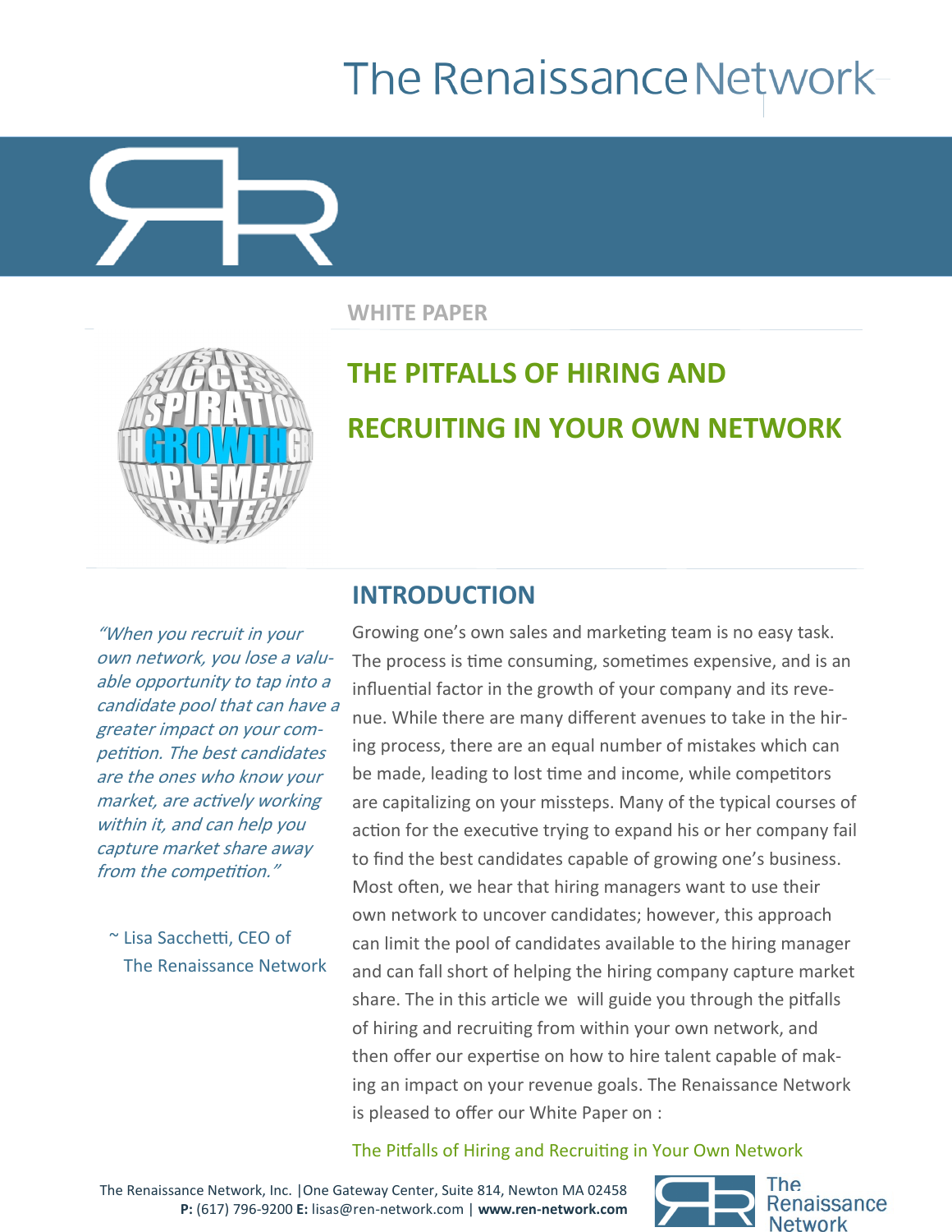# The Renaissance Network

WHITE PAPER

## THE PITFALLS OF HIRING AND RECRUITING IN YOUR OWN NETWORK

## INTRODUCTION

*"When you recruit in your own network, you lose a valuable opportunity to tap into a candidate pool that can have a greater impact on your competition. The best candidates are the ones who know your market, are actively working within it, and can help you capture market share away from the competition."*

~ Lisa Sacchetti, CEO of The Renaissance Network

Growing one's own sales and marketing team is no easy task. The process is time consuming, sometimes expensive, and is an influential factor in the growth of your company and its revenue. While there are many different avenues to take in the hiring process, there are an equal number of mistakes which can be made, leading to lost time and income, while competitors are capitalizing on your missteps. Many of the typical courses of action for the executive trying to expand his or her company fail to find the best candidates capable of growing one's business. Most often, we hear that hiring managers want to use their own network to uncover candidates; however, this approach can limit the pool of candidates available to the hiring manager and can fall short of helping the hiring company capture market share. The in this article we will guide you through the pitfalls of hiring and recruiting from within your own network, and then offer our expertise on how to hire talent capable of making an impact on your revenue goals. The Renaissance Network is pleased to offer our White Paper on :

The Pitfalls of Hiring and Recruiting in Your Own Network

The Renaissance Network, Inc. |One Gateway Center, Suite 814, Newton MA 02458
**P:** (617) 796-9200 **E:** lisas@ren-network.com | **www.ren-network.com**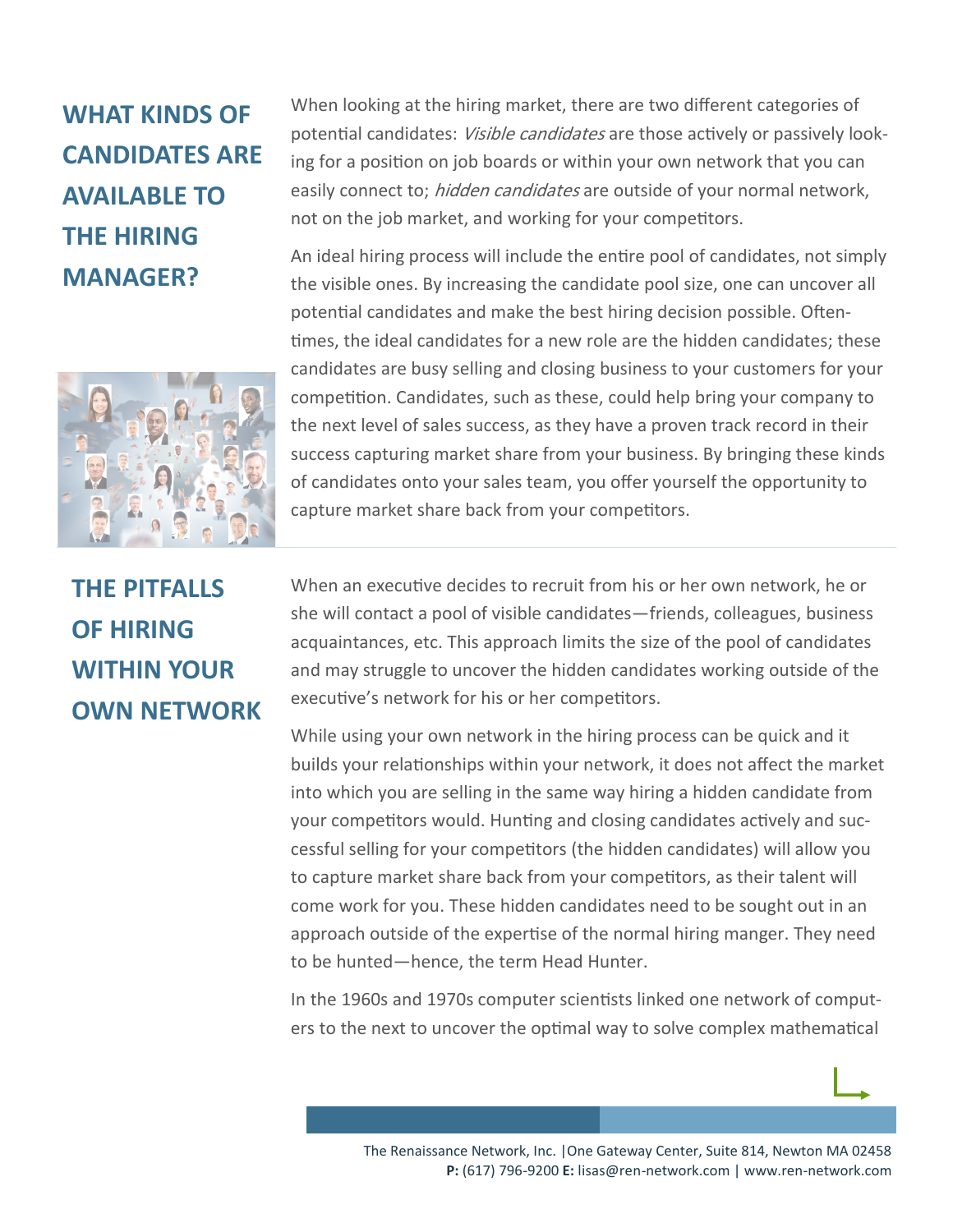## WHAT KINDS OF CANDIDATES ARE AVAILABLE TO THE HIRING MANAGER?

When looking at the hiring market, there are two different categories of potential candidates: *Visible candidates* are those actively or passively looking for a position on job boards or within your own network that you can easily connect to; *hidden candidates* are outside of your normal network, not on the job market, and working for your competitors.

An ideal hiring process will include the entire pool of candidates, not simply the visible ones. By increasing the candidate pool size, one can uncover all potential candidates and make the best hiring decision possible. Oftentimes, the ideal candidates for a new role are the hidden candidates; these candidates are busy selling and closing business to your customers for your competition. Candidates, such as these, could help bring your company to the next level of sales success, as they have a proven track record in their success capturing market share from your business. By bringing these kinds of candidates onto your sales team, you offer yourself the opportunity to capture market share back from your competitors.

## THE PITFALLS OF HIRING WITHIN YOUR OWN NETWORK

When an executive decides to recruit from his or her own network, he or she will contact a pool of visible candidates—friends, colleagues, business acquaintances, etc. This approach limits the size of the pool of candidates and may struggle to uncover the hidden candidates working outside of the executive's network for his or her competitors.

While using your own network in the hiring process can be quick and it builds your relationships within your network, it does not affect the market into which you are selling in the same way hiring a hidden candidate from your competitors would. Hunting and closing candidates actively and successful selling for your competitors (the hidden candidates) will allow you to capture market share back from your competitors, as their talent will come work for you. These hidden candidates need to be sought out in an approach outside of the expertise of the normal hiring manger. They need to be hunted—hence, the term Head Hunter.

In the 1960s and 1970s computer scientists linked one network of computers to the next to uncover the optimal way to solve complex mathematical

The Renaissance Network, Inc. |One Gateway Center, Suite 814, Newton MA 02458
**P:** (617) 796-9200 **E:** lisas@ren-network.com | www.ren-network.com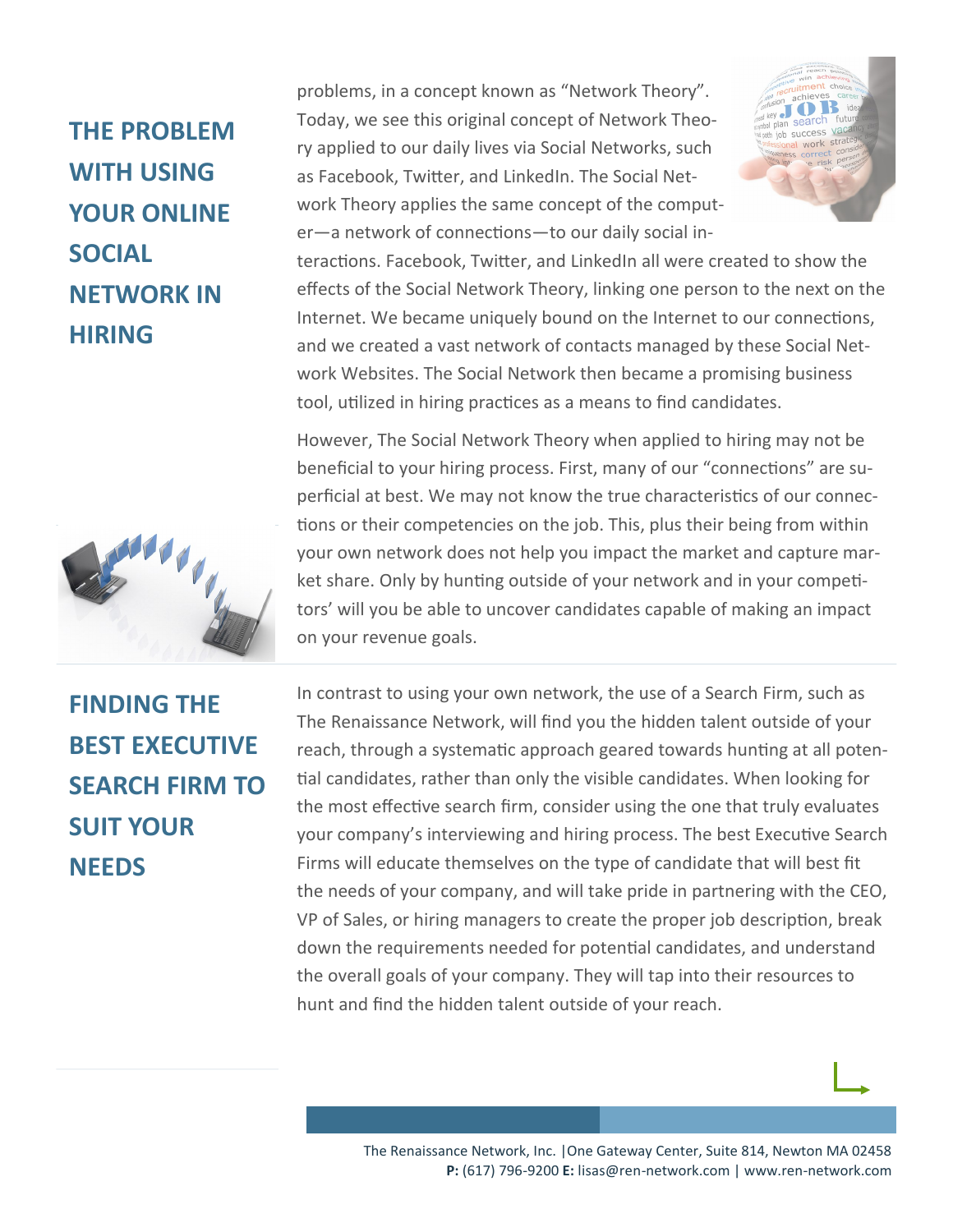## THE PROBLEM WITH USING YOUR ONLINE SOCIAL NETWORK IN HIRING

problems, in a concept known as "Network Theory". Today, we see this original concept of Network Theory applied to our daily lives via Social Networks, such as Facebook, Twitter, and LinkedIn. The Social Network Theory applies the same concept of the computer—a network of connections—to our daily social interactions. Facebook, Twitter, and LinkedIn all were created to show the effects of the Social Network Theory, linking one person to the next on the Internet. We became uniquely bound on the Internet to our connections, and we created a vast network of contacts managed by these Social Network Websites. The Social Network then became a promising business tool, utilized in hiring practices as a means to find candidates.

However, The Social Network Theory when applied to hiring may not be beneficial to your hiring process. First, many of our "connections" are superficial at best. We may not know the true characteristics of our connections or their competencies on the job. This, plus their being from within your own network does not help you impact the market and capture market share. Only by hunting outside of your network and in your competitors' will you be able to uncover candidates capable of making an impact on your revenue goals.

## FINDING THE BEST EXECUTIVE SEARCH FIRM TO SUIT YOUR NEEDS

In contrast to using your own network, the use of a Search Firm, such as The Renaissance Network, will find you the hidden talent outside of your reach, through a systematic approach geared towards hunting at all potential candidates, rather than only the visible candidates. When looking for the most effective search firm, consider using the one that truly evaluates your company's interviewing and hiring process. The best Executive Search Firms will educate themselves on the type of candidate that will best fit the needs of your company, and will take pride in partnering with the CEO, VP of Sales, or hiring managers to create the proper job description, break down the requirements needed for potential candidates, and understand the overall goals of your company. They will tap into their resources to hunt and find the hidden talent outside of your reach.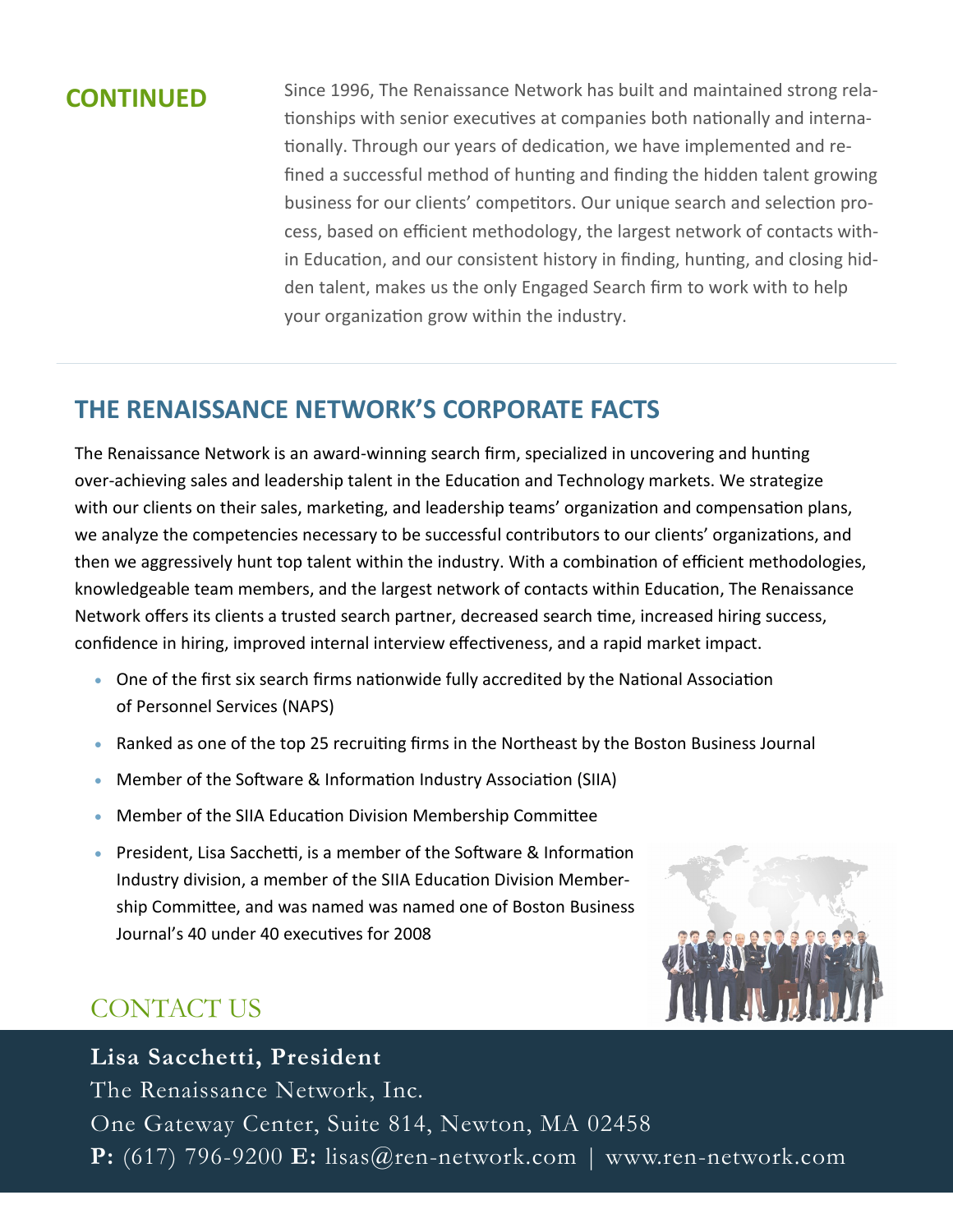**CONTINUED**

Since 1996, The Renaissance Network has built and maintained strong relationships with senior executives at companies both nationally and internationally. Through our years of dedication, we have implemented and refined a successful method of hunting and finding the hidden talent growing business for our clients' competitors. Our unique search and selection process, based on efficient methodology, the largest network of contacts within Education, and our consistent history in finding, hunting, and closing hidden talent, makes us the only Engaged Search firm to work with to help your organization grow within the industry.

## THE RENAISSANCE NETWORK'S CORPORATE FACTS

The Renaissance Network is an award-winning search firm, specialized in uncovering and hunting over-achieving sales and leadership talent in the Education and Technology markets. We strategize with our clients on their sales, marketing, and leadership teams' organization and compensation plans, we analyze the competencies necessary to be successful contributors to our clients' organizations, and then we aggressively hunt top talent within the industry. With a combination of efficient methodologies, knowledgeable team members, and the largest network of contacts within Education, The Renaissance Network offers its clients a trusted search partner, decreased search time, increased hiring success, confidence in hiring, improved internal interview effectiveness, and a rapid market impact.

- One of the first six search firms nationwide fully accredited by the National Association of Personnel Services (NAPS)
- Ranked as one of the top 25 recruiting firms in the Northeast by the Boston Business Journal
- Member of the Software & Information Industry Association (SIIA)
- Member of the SIIA Education Division Membership Committee
- President, Lisa Sacchetti, is a member of the Software & Information Industry division, a member of the SIIA Education Division Membership Committee, and was named was named one of Boston Business Journal's 40 under 40 executives for 2008

## CONTACT US

**Lisa Sacchetti, President**
The Renaissance Network, Inc.
One Gateway Center, Suite 814, Newton, MA 02458
**P:** (617) 796-9200 **E:** lisas@ren-network.com | www.ren-network.com